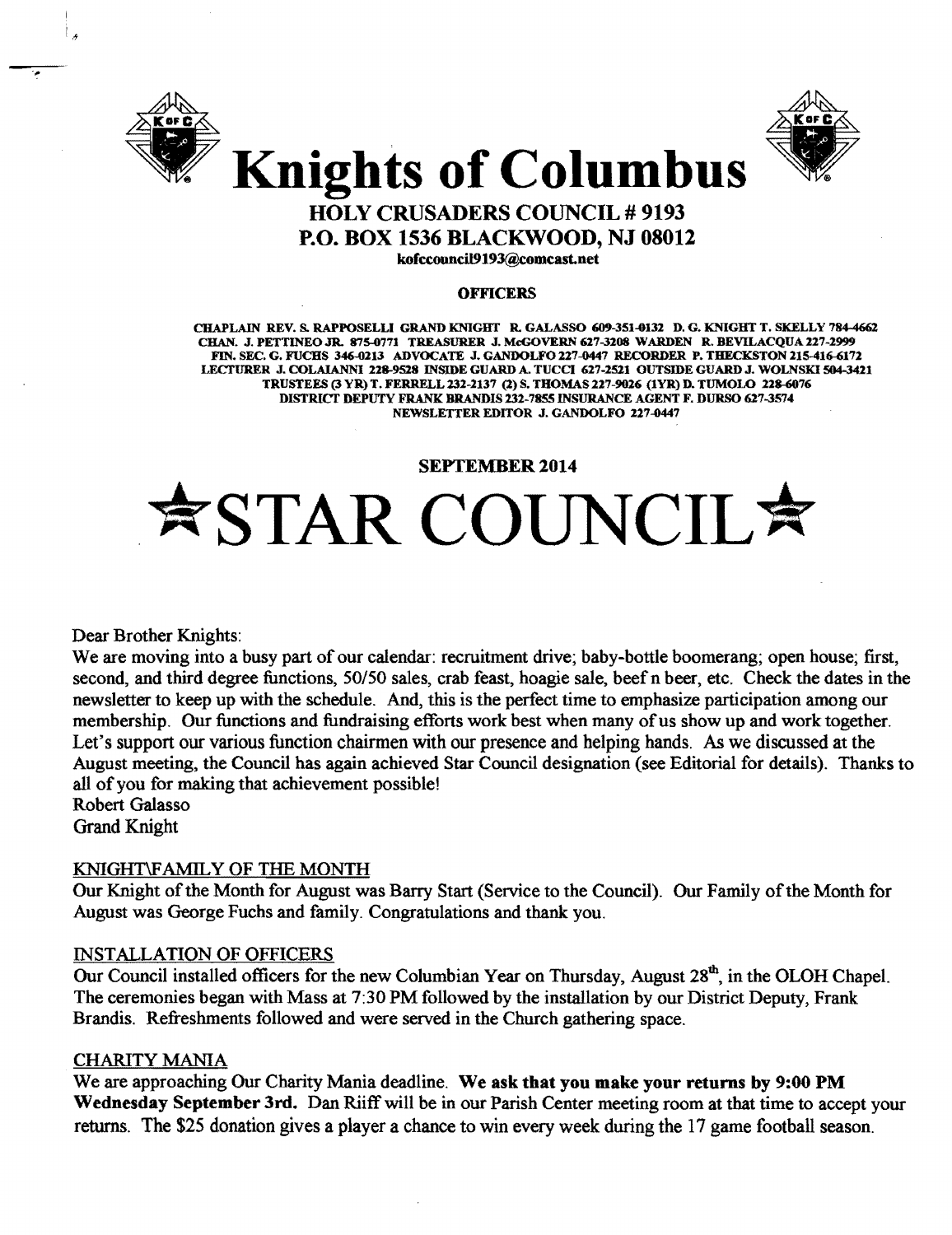# Knights of Columbus

## HOLY CRUSADERS COUNCIL # 9193
## P.O. BOX 1536 BLACKWOOD, NJ 08012

kofccouncil9193@comcast.net

**OFFICERS**

CHAPLAIN REV. S. RAPPOSELLI GRAND KNIGHT R. GALASSO 609-351-0132 D. G. KNIGHT T. SKELLY 784-4662
CHAN. J. PETTINEO JR. 875-0771 TREASURER J. McGOVERN 627-3208 WARDEN R. BEVILACQUA 227-2999
FIN. SEC. G. FUCHS 346-0213 ADVOCATE J. GANDOLFO 227-0447 RECORDER P. THECKSTON 215-416-6172
LECTURER J. COLAIANNI 228-9528 INSIDE GUARD A. TUCCI 627-2521 OUTSIDE GUARD J. WOLNSKI 504-3421
TRUSTEES (3 YR) T. FERRELL 232-2137 (2) S. THOMAS 227-9026 (1YR) D. TUMOLO 228-6076
DISTRICT DEPUTY FRANK BRANDIS 232-7855 INSURANCE AGENT F. DURSO 627-3574
NEWSLETTER EDITOR J. GANDOLFO 227-0447

**SEPTEMBER 2014**

# ★STAR COUNCIL★

Dear Brother Knights:
We are moving into a busy part of our calendar: recruitment drive; baby-bottle boomerang; open house; first, second, and third degree functions, 50/50 sales, crab feast, hoagie sale, beef n beer, etc. Check the dates in the newsletter to keep up with the schedule. And, this is the perfect time to emphasize participation among our membership. Our functions and fundraising efforts work best when many of us show up and work together. Let's support our various function chairmen with our presence and helping hands. As we discussed at the August meeting, the Council has again achieved Star Council designation (see Editorial for details). Thanks to all of you for making that achievement possible!
Robert Galasso
Grand Knight

### KNIGHT\FAMILY OF THE MONTH

Our Knight of the Month for August was Barry Start (Service to the Council). Our Family of the Month for August was George Fuchs and family. Congratulations and thank you.

### INSTALLATION OF OFFICERS

Our Council installed officers for the new Columbian Year on Thursday, August 28th, in the OLOH Chapel. The ceremonies began with Mass at 7:30 PM followed by the installation by our District Deputy, Frank Brandis. Refreshments followed and were served in the Church gathering space.

### CHARITY MANIA

We are approaching Our Charity Mania deadline. **We ask that you make your returns by 9:00 PM Wednesday September 3rd.** Dan Riiff will be in our Parish Center meeting room at that time to accept your returns. The $25 donation gives a player a chance to win every week during the 17 game football season.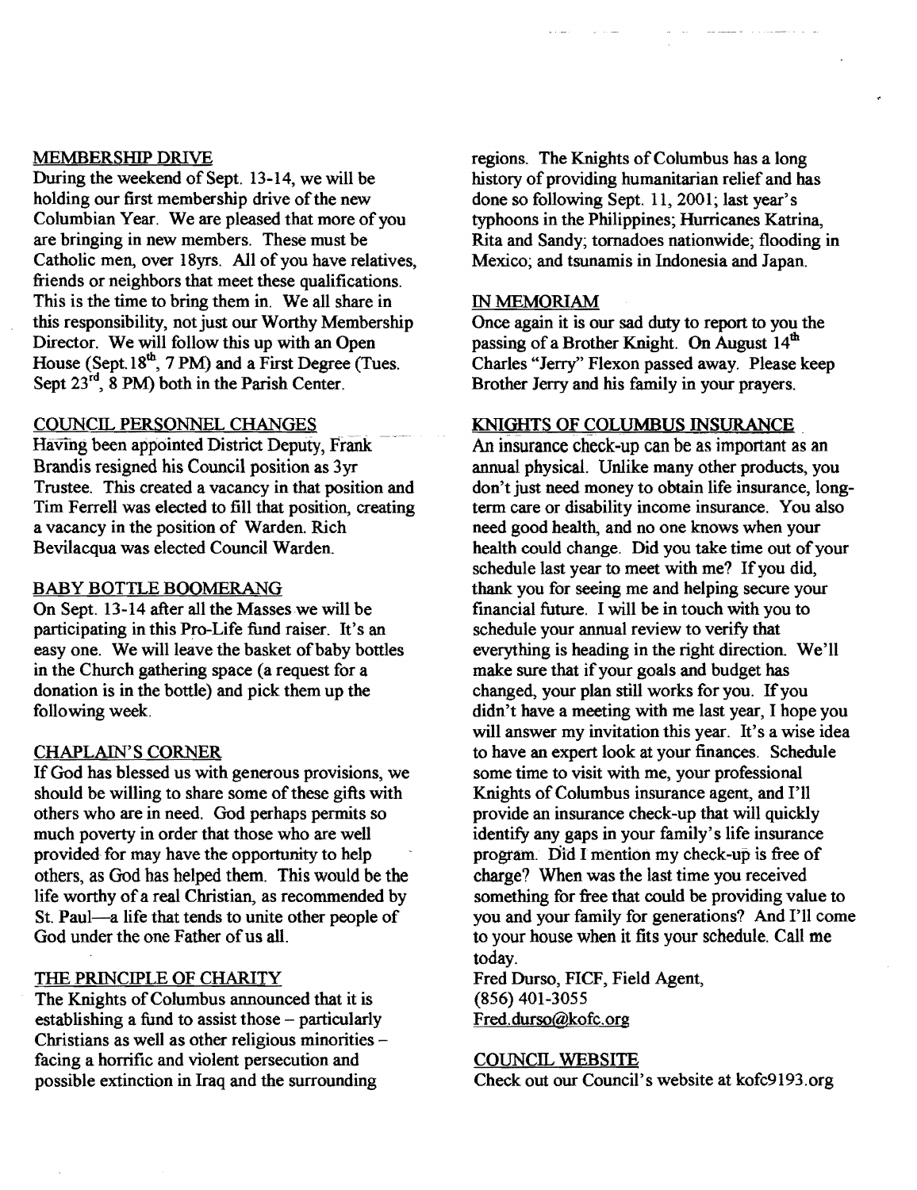## MEMBERSHIP DRIVE

During the weekend of Sept. 13-14, we will be holding our first membership drive of the new Columbian Year. We are pleased that more of you are bringing in new members. These must be Catholic men, over 18yrs. All of you have relatives, friends or neighbors that meet these qualifications. This is the time to bring them in. We all share in this responsibility, not just our Worthy Membership Director. We will follow this up with an Open House (Sept. 18th, 7 PM) and a First Degree (Tues. Sept 23rd, 8 PM) both in the Parish Center.

## COUNCIL PERSONNEL CHANGES

Having been appointed District Deputy, Frank Brandis resigned his Council position as 3yr Trustee. This created a vacancy in that position and Tim Ferrell was elected to fill that position, creating a vacancy in the position of Warden. Rich Bevilacqua was elected Council Warden.

## BABY BOTTLE BOOMERANG

On Sept. 13-14 after all the Masses we will be participating in this Pro-Life fund raiser. It's an easy one. We will leave the basket of baby bottles in the Church gathering space (a request for a donation is in the bottle) and pick them up the following week.

## CHAPLAIN'S CORNER

If God has blessed us with generous provisions, we should be willing to share some of these gifts with others who are in need. God perhaps permits so much poverty in order that those who are well provided for may have the opportunity to help others, as God has helped them. This would be the life worthy of a real Christian, as recommended by St. Paul—a life that tends to unite other people of God under the one Father of us all.

## THE PRINCIPLE OF CHARITY

The Knights of Columbus announced that it is establishing a fund to assist those – particularly Christians as well as other religious minorities – facing a horrific and violent persecution and possible extinction in Iraq and the surrounding regions. The Knights of Columbus has a long history of providing humanitarian relief and has done so following Sept. 11, 2001; last year's typhoons in the Philippines; Hurricanes Katrina, Rita and Sandy; tornadoes nationwide; flooding in Mexico; and tsunamis in Indonesia and Japan.

## IN MEMORIAM

Once again it is our sad duty to report to you the passing of a Brother Knight. On August 14th Charles "Jerry" Flexon passed away. Please keep Brother Jerry and his family in your prayers.

## KNIGHTS OF COLUMBUS INSURANCE

An insurance check-up can be as important as an annual physical. Unlike many other products, you don't just need money to obtain life insurance, long-term care or disability income insurance. You also need good health, and no one knows when your health could change. Did you take time out of your schedule last year to meet with me? If you did, thank you for seeing me and helping secure your financial future. I will be in touch with you to schedule your annual review to verify that everything is heading in the right direction. We'll make sure that if your goals and budget has changed, your plan still works for you. If you didn't have a meeting with me last year, I hope you will answer my invitation this year. It's a wise idea to have an expert look at your finances. Schedule some time to visit with me, your professional Knights of Columbus insurance agent, and I'll provide an insurance check-up that will quickly identify any gaps in your family's life insurance program. Did I mention my check-up is free of charge? When was the last time you received something for free that could be providing value to you and your family for generations? And I'll come to your house when it fits your schedule. Call me today.

Fred Durso, FICF, Field Agent,
(856) 401-3055
Fred.durso@kofc.org

## COUNCIL WEBSITE

Check out our Council's website at kofc9193.org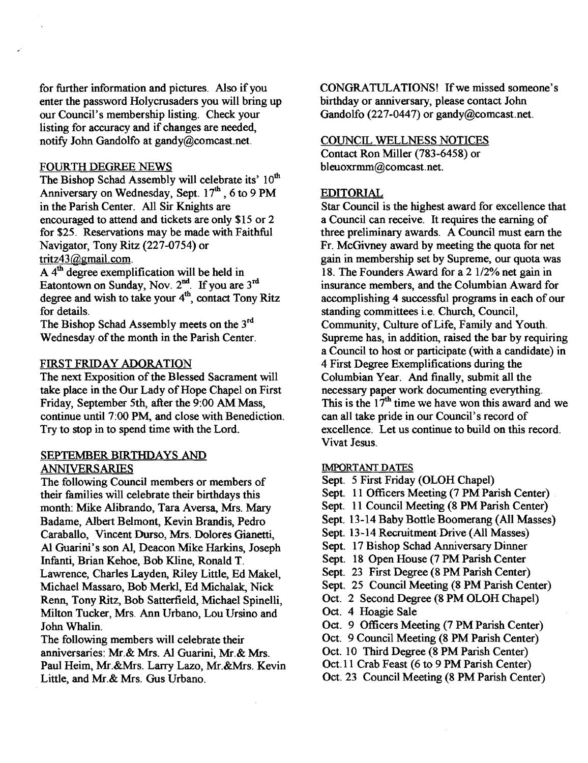for further information and pictures. Also if you enter the password Holycrusaders you will bring up our Council's membership listing. Check your listing for accuracy and if changes are needed, notify John Gandolfo at gandy@comcast.net.

## FOURTH DEGREE NEWS

The Bishop Schad Assembly will celebrate its' 10th Anniversary on Wednesday, Sept. 17th, 6 to 9 PM in the Parish Center. All Sir Knights are encouraged to attend and tickets are only $15 or 2 for $25. Reservations may be made with Faithful Navigator, Tony Ritz (227-0754) or tritz43@gmail.com.

A 4th degree exemplification will be held in Eatontown on Sunday, Nov. 2nd. If you are 3rd degree and wish to take your 4th, contact Tony Ritz for details.

The Bishop Schad Assembly meets on the 3rd Wednesday of the month in the Parish Center.

## FIRST FRIDAY ADORATION

The next Exposition of the Blessed Sacrament will take place in the Our Lady of Hope Chapel on First Friday, September 5th, after the 9:00 AM Mass, continue until 7:00 PM, and close with Benediction. Try to stop in to spend time with the Lord.

## SEPTEMBER BIRTHDAYS AND ANNIVERSARIES

The following Council members or members of their families will celebrate their birthdays this month: Mike Alibrando, Tara Aversa, Mrs. Mary Badame, Albert Belmont, Kevin Brandis, Pedro Caraballo, Vincent Durso, Mrs. Dolores Gianetti, Al Guarini's son Al, Deacon Mike Harkins, Joseph Infanti, Brian Kehoe, Bob Kline, Ronald T. Lawrence, Charles Layden, Riley Little, Ed Makel, Michael Massaro, Bob Merkl, Ed Michalak, Nick Renn, Tony Ritz, Bob Satterfield, Michael Spinelli, Milton Tucker, Mrs. Ann Urbano, Lou Ursino and John Whalin.

The following members will celebrate their anniversaries: Mr.& Mrs. Al Guarini, Mr.& Mrs. Paul Heim, Mr.&Mrs. Larry Lazo, Mr.&Mrs. Kevin Little, and Mr.& Mrs. Gus Urbano.

CONGRATULATIONS! If we missed someone's birthday or anniversary, please contact John Gandolfo (227-0447) or gandy@comcast.net.

## COUNCIL WELLNESS NOTICES

Contact Ron Miller (783-6458) or bleuoxrmm@comcast.net.

## EDITORIAL

Star Council is the highest award for excellence that a Council can receive. It requires the earning of three preliminary awards. A Council must earn the Fr. McGivney award by meeting the quota for net gain in membership set by Supreme, our quota was 18. The Founders Award for a 2 1/2% net gain in insurance members, and the Columbian Award for accomplishing 4 successful programs in each of our standing committees i.e. Church, Council, Community, Culture of Life, Family and Youth. Supreme has, in addition, raised the bar by requiring a Council to host or participate (with a candidate) in 4 First Degree Exemplifications during the Columbian Year. And finally, submit all the necessary paper work documenting everything. This is the 17th time we have won this award and we can all take pride in our Council's record of excellence. Let us continue to build on this record. Vivat Jesus.

## IMPORTANT DATES

- Sept. 5 First Friday (OLOH Chapel)
- Sept. 11 Officers Meeting (7 PM Parish Center)
- Sept. 11 Council Meeting (8 PM Parish Center)
- Sept. 13-14 Baby Bottle Boomerang (All Masses)
- Sept. 13-14 Recruitment Drive (All Masses)
- Sept. 17 Bishop Schad Anniversary Dinner
- Sept. 18 Open House (7 PM Parish Center
- Sept. 23 First Degree (8 PM Parish Center)
- Sept. 25 Council Meeting (8 PM Parish Center)
- Oct. 2 Second Degree (8 PM OLOH Chapel)
- Oct. 4 Hoagie Sale
- Oct. 9 Officers Meeting (7 PM Parish Center)
- Oct. 9 Council Meeting (8 PM Parish Center)
- Oct. 10 Third Degree (8 PM Parish Center)
- Oct.11 Crab Feast (6 to 9 PM Parish Center)
- Oct. 23 Council Meeting (8 PM Parish Center)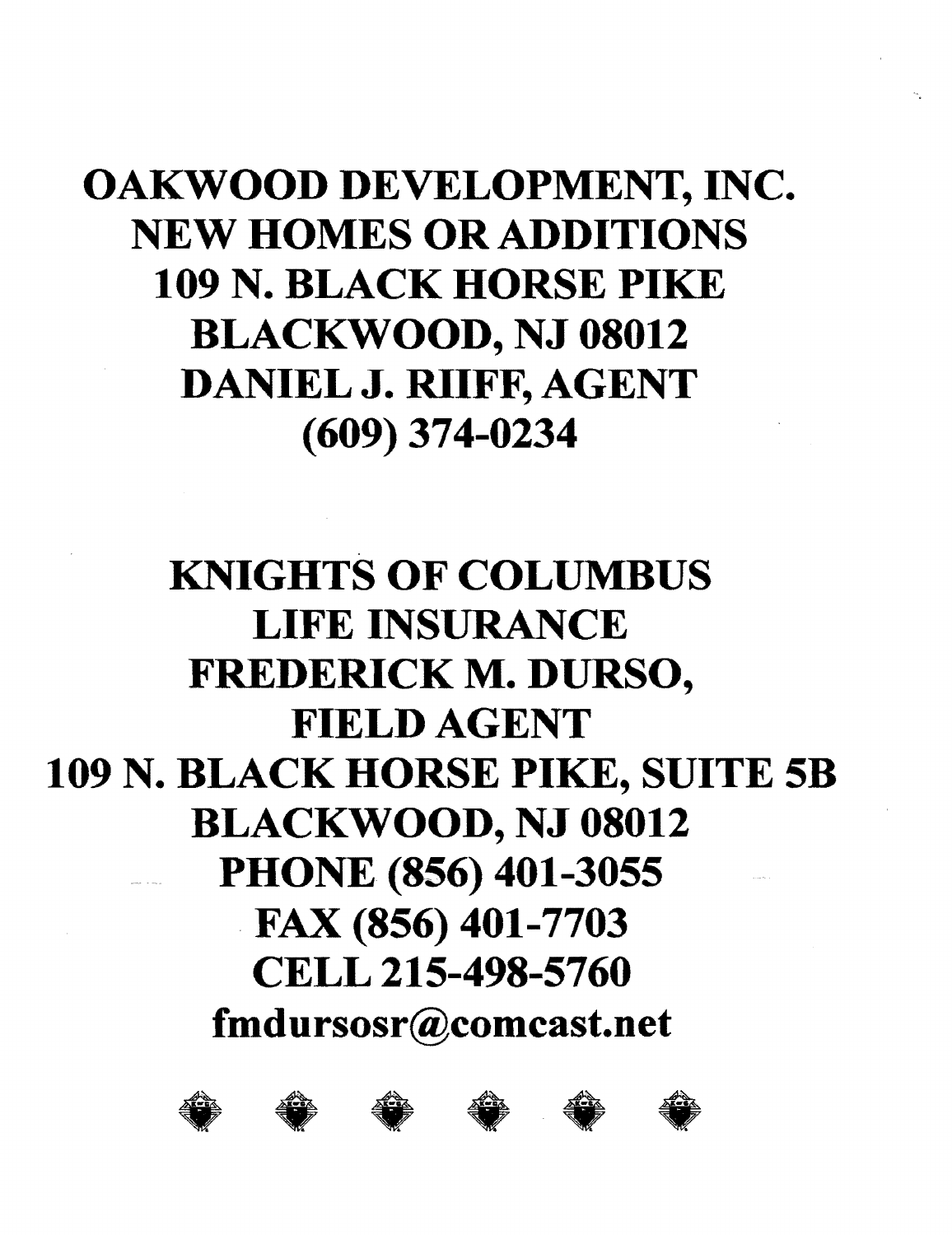**OAKWOOD DEVELOPMENT, INC.**
**NEW HOMES OR ADDITIONS**
**109 N. BLACK HORSE PIKE**
**BLACKWOOD, NJ 08012**
**DANIEL J. RIIFF, AGENT**
**(609) 374-0234**

**KNIGHTS OF COLUMBUS**
**LIFE INSURANCE**
**FREDERICK M. DURSO,**
**FIELD AGENT**
**109 N. BLACK HORSE PIKE, SUITE 5B**
**BLACKWOOD, NJ 08012**
**PHONE (856) 401-3055**
**FAX (856) 401-7703**
**CELL 215-498-5760**
**fmdursosr@comcast.net**